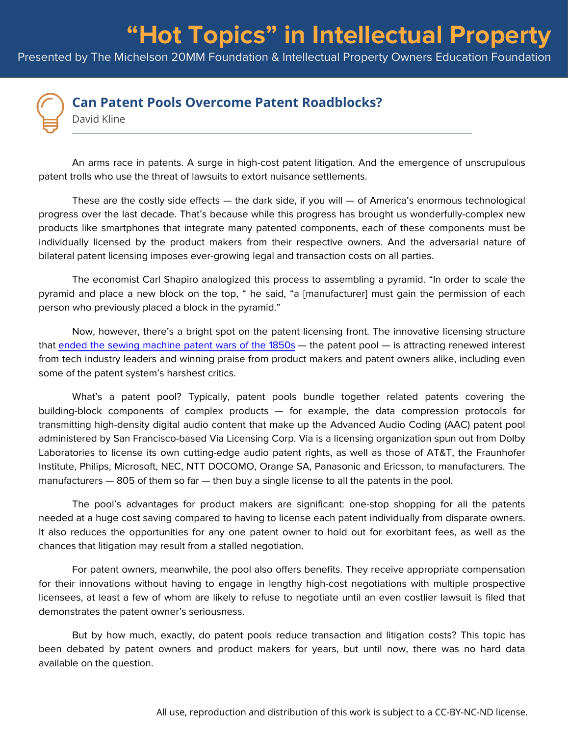# "Hot Topics" in Intellectual Property

Presented by The Michelson 20MM Foundation & Intellectual Property Owners Education Foundation

## Can Patent Pools Overcome Patent Roadblocks?

David Kline

An arms race in patents. A surge in high-cost patent litigation. And the emergence of unscrupulous patent trolls who use the threat of lawsuits to extort nuisance settlements.

These are the costly side effects — the dark side, if you will — of America's enormous technological progress over the last decade. That's because while this progress has brought us wonderfully-complex new products like smartphones that integrate many patented components, each of these components must be individually licensed by the product makers from their respective owners. And the adversarial nature of bilateral patent licensing imposes ever-growing legal and transaction costs on all parties.

The economist Carl Shapiro analogized this process to assembling a pyramid. "In order to scale the pyramid and place a new block on the top, " he said, "a [manufacturer] must gain the permission of each person who previously placed a block in the pyramid."

Now, however, there's a bright spot on the patent licensing front. The innovative licensing structure that ended the sewing machine patent wars of the 1850s — the patent pool — is attracting renewed interest from tech industry leaders and winning praise from product makers and patent owners alike, including even some of the patent system's harshest critics.

What's a patent pool? Typically, patent pools bundle together related patents covering the building-block components of complex products — for example, the data compression protocols for transmitting high-density digital audio content that make up the Advanced Audio Coding (AAC) patent pool administered by San Francisco-based Via Licensing Corp. Via is a licensing organization spun out from Dolby Laboratories to license its own cutting-edge audio patent rights, as well as those of AT&T, the Fraunhofer Institute, Philips, Microsoft, NEC, NTT DOCOMO, Orange SA, Panasonic and Ericsson, to manufacturers. The manufacturers — 805 of them so far — then buy a single license to all the patents in the pool.

The pool's advantages for product makers are significant: one-stop shopping for all the patents needed at a huge cost saving compared to having to license each patent individually from disparate owners. It also reduces the opportunities for any one patent owner to hold out for exorbitant fees, as well as the chances that litigation may result from a stalled negotiation.

For patent owners, meanwhile, the pool also offers benefits. They receive appropriate compensation for their innovations without having to engage in lengthy high-cost negotiations with multiple prospective licensees, at least a few of whom are likely to refuse to negotiate until an even costlier lawsuit is filed that demonstrates the patent owner's seriousness.

But by how much, exactly, do patent pools reduce transaction and litigation costs? This topic has been debated by patent owners and product makers for years, but until now, there was no hard data available on the question.

All use, reproduction and distribution of this work is subject to a CC-BY-NC-ND license.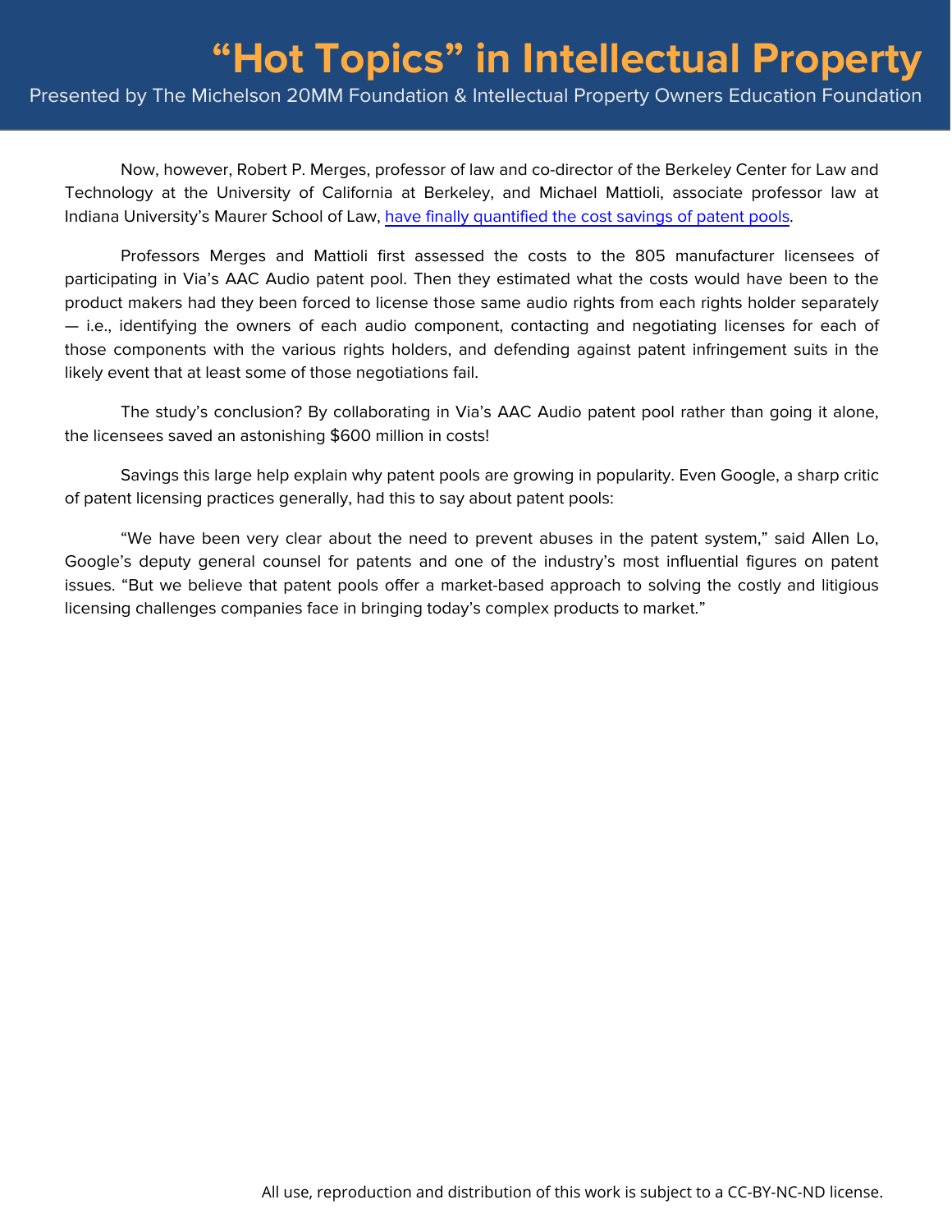Now, however, Robert P. Merges, professor of law and co-director of the Berkeley Center for Law and Technology at the University of California at Berkeley, and Michael Mattioli, associate professor law at Indiana University's Maurer School of Law, have finally quantified the cost savings of patent pools.

Professors Merges and Mattioli first assessed the costs to the 805 manufacturer licensees of participating in Via's AAC Audio patent pool. Then they estimated what the costs would have been to the product makers had they been forced to license those same audio rights from each rights holder separately — i.e., identifying the owners of each audio component, contacting and negotiating licenses for each of those components with the various rights holders, and defending against patent infringement suits in the likely event that at least some of those negotiations fail.

The study's conclusion? By collaborating in Via's AAC Audio patent pool rather than going it alone, the licensees saved an astonishing $600 million in costs!

Savings this large help explain why patent pools are growing in popularity. Even Google, a sharp critic of patent licensing practices generally, had this to say about patent pools:

"We have been very clear about the need to prevent abuses in the patent system," said Allen Lo, Google's deputy general counsel for patents and one of the industry's most influential figures on patent issues. "But we believe that patent pools offer a market-based approach to solving the costly and litigious licensing challenges companies face in bringing today's complex products to market."

All use, reproduction and distribution of this work is subject to a CC-BY-NC-ND license.